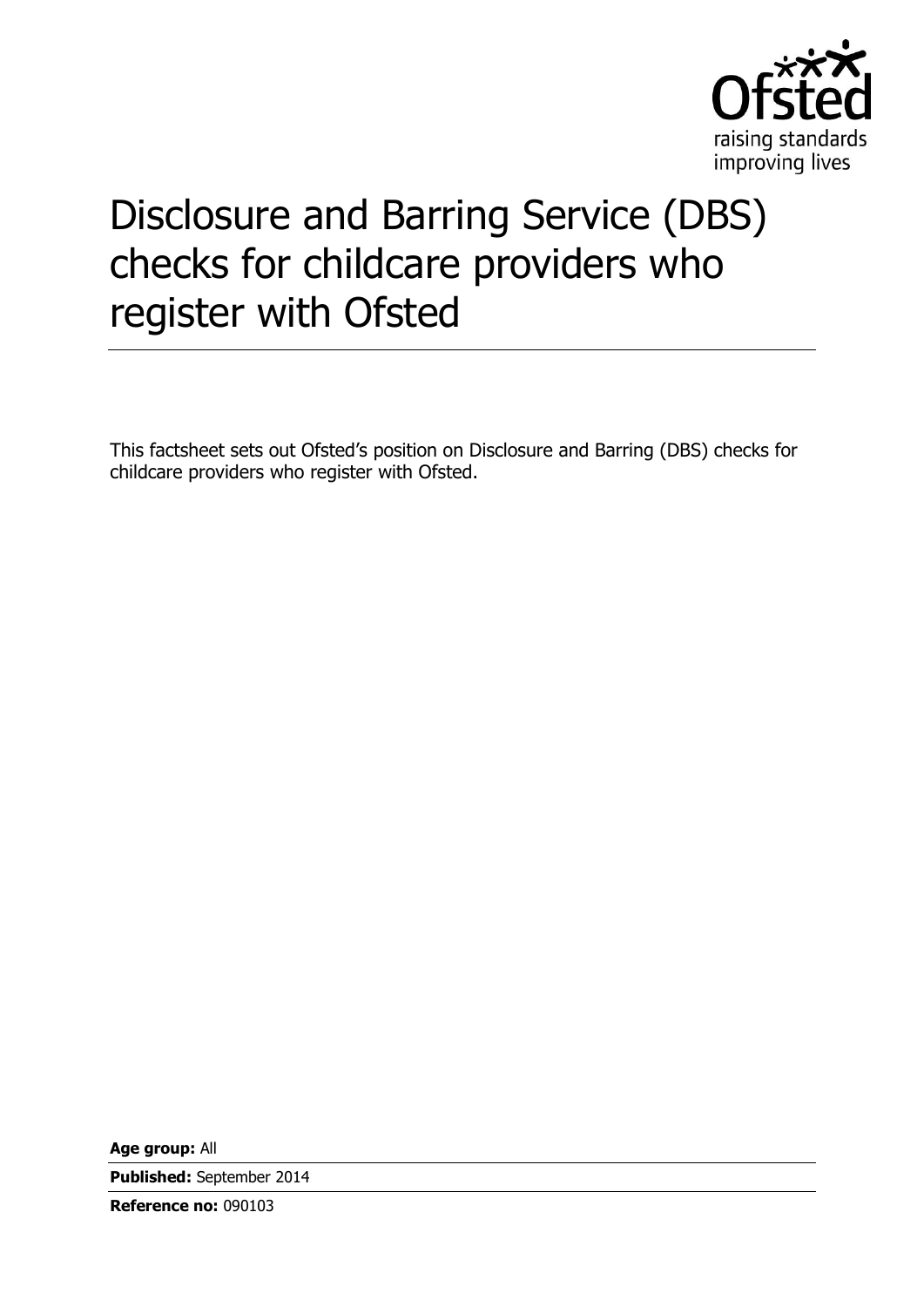Ofsted
raising standards
improving lives

# Disclosure and Barring Service (DBS) checks for childcare providers who register with Ofsted

This factsheet sets out Ofsted's position on Disclosure and Barring (DBS) checks for childcare providers who register with Ofsted.

**Age group:** All

**Published:** September 2014

**Reference no:** 090103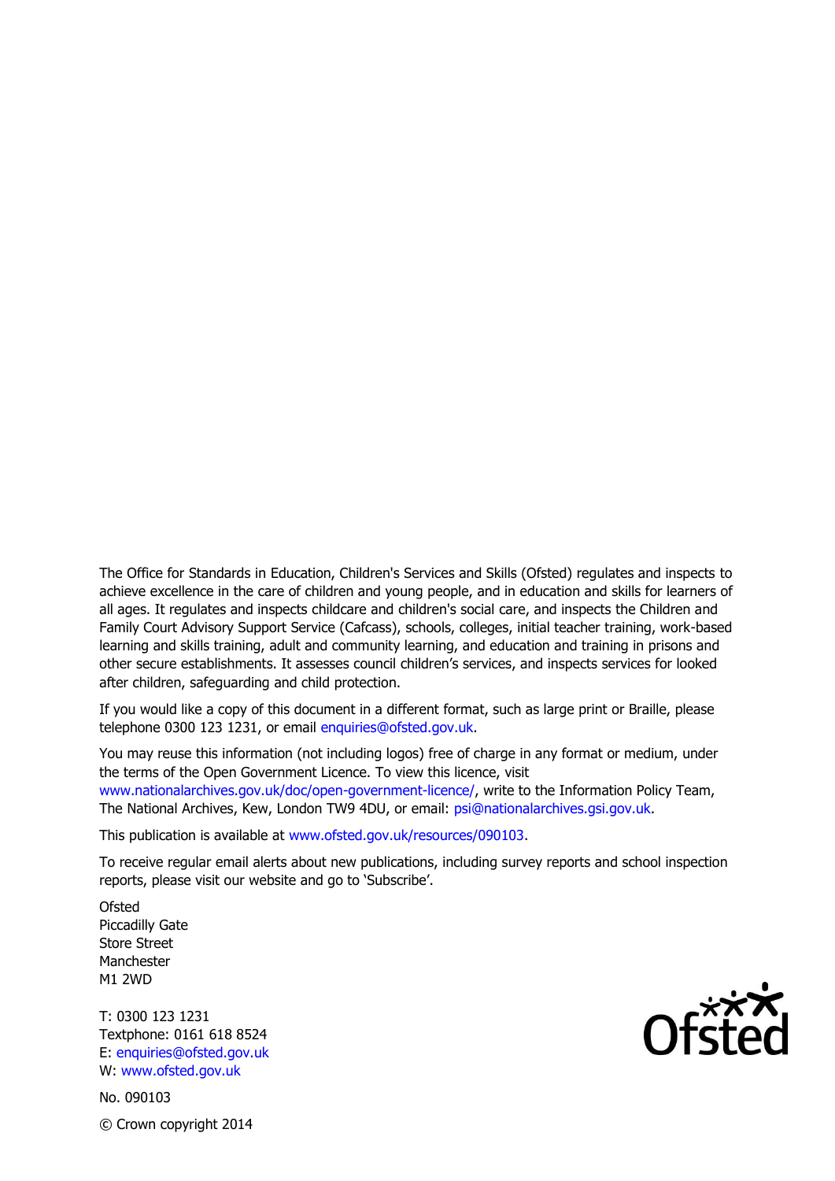The Office for Standards in Education, Children's Services and Skills (Ofsted) regulates and inspects to achieve excellence in the care of children and young people, and in education and skills for learners of all ages. It regulates and inspects childcare and children's social care, and inspects the Children and Family Court Advisory Support Service (Cafcass), schools, colleges, initial teacher training, work-based learning and skills training, adult and community learning, and education and training in prisons and other secure establishments. It assesses council children's services, and inspects services for looked after children, safeguarding and child protection.

If you would like a copy of this document in a different format, such as large print or Braille, please telephone 0300 123 1231, or email enquiries@ofsted.gov.uk.

You may reuse this information (not including logos) free of charge in any format or medium, under the terms of the Open Government Licence. To view this licence, visit www.nationalarchives.gov.uk/doc/open-government-licence/, write to the Information Policy Team, The National Archives, Kew, London TW9 4DU, or email: psi@nationalarchives.gsi.gov.uk.

This publication is available at www.ofsted.gov.uk/resources/090103.

To receive regular email alerts about new publications, including survey reports and school inspection reports, please visit our website and go to 'Subscribe'.

Ofsted
Piccadilly Gate
Store Street
Manchester
M1 2WD

T: 0300 123 1231
Textphone: 0161 618 8524
E: enquiries@ofsted.gov.uk
W: www.ofsted.gov.uk

No. 090103

© Crown copyright 2014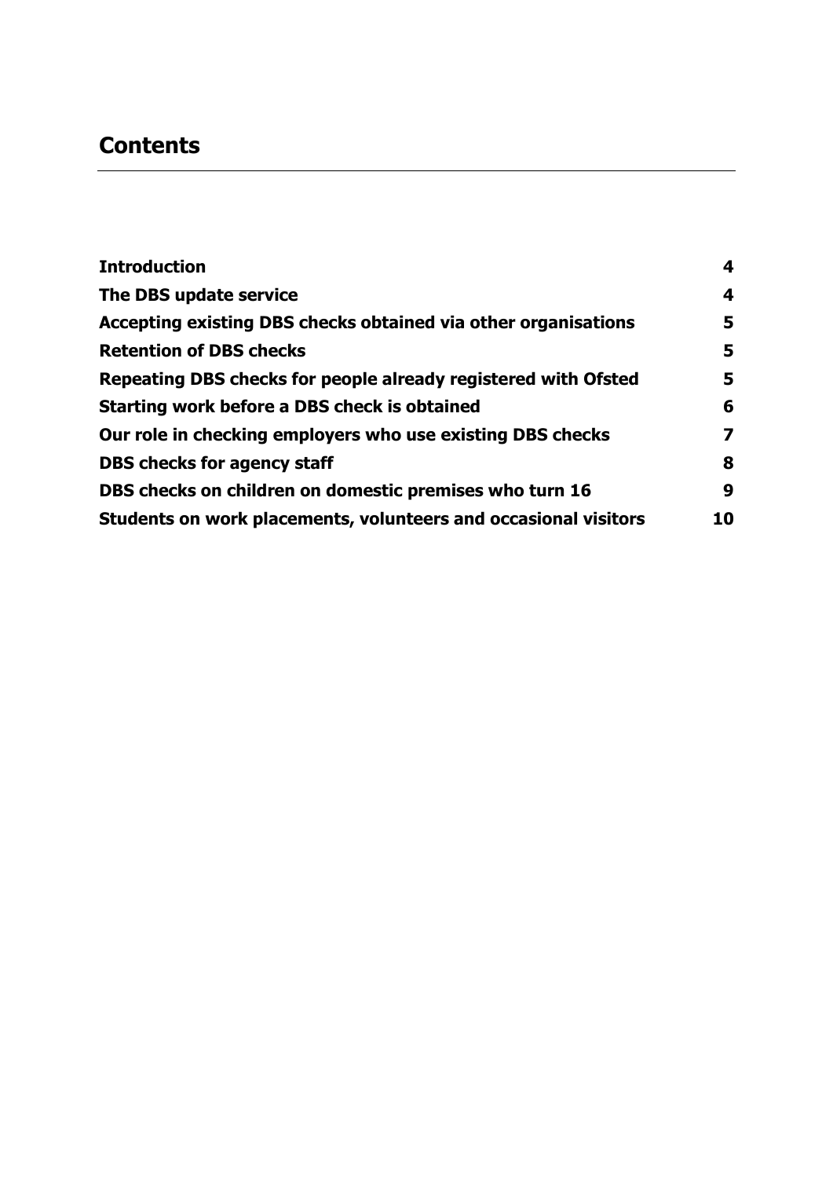## Contents

| | |
|---|---|
| **Introduction** | **4** |
| **The DBS update service** | **4** |
| **Accepting existing DBS checks obtained via other organisations** | **5** |
| **Retention of DBS checks** | **5** |
| **Repeating DBS checks for people already registered with Ofsted** | **5** |
| **Starting work before a DBS check is obtained** | **6** |
| **Our role in checking employers who use existing DBS checks** | **7** |
| **DBS checks for agency staff** | **8** |
| **DBS checks on children on domestic premises who turn 16** | **9** |
| **Students on work placements, volunteers and occasional visitors** | **10** |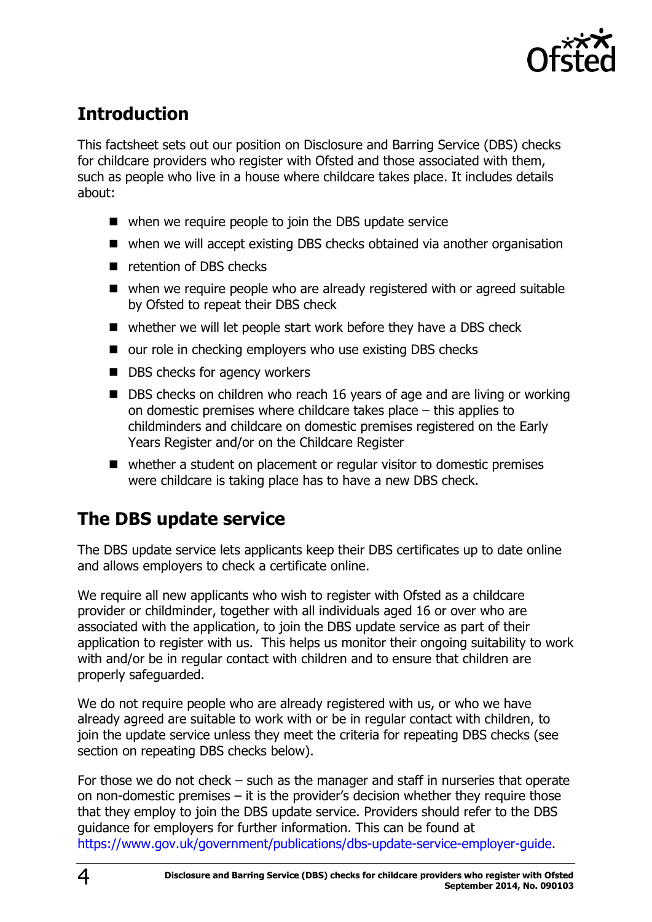## Introduction

This factsheet sets out our position on Disclosure and Barring Service (DBS) checks for childcare providers who register with Ofsted and those associated with them, such as people who live in a house where childcare takes place. It includes details about:

- when we require people to join the DBS update service
- when we will accept existing DBS checks obtained via another organisation
- retention of DBS checks
- when we require people who are already registered with or agreed suitable by Ofsted to repeat their DBS check
- whether we will let people start work before they have a DBS check
- our role in checking employers who use existing DBS checks
- DBS checks for agency workers
- DBS checks on children who reach 16 years of age and are living or working on domestic premises where childcare takes place – this applies to childminders and childcare on domestic premises registered on the Early Years Register and/or on the Childcare Register
- whether a student on placement or regular visitor to domestic premises were childcare is taking place has to have a new DBS check.

## The DBS update service

The DBS update service lets applicants keep their DBS certificates up to date online and allows employers to check a certificate online.

We require all new applicants who wish to register with Ofsted as a childcare provider or childminder, together with all individuals aged 16 or over who are associated with the application, to join the DBS update service as part of their application to register with us. This helps us monitor their ongoing suitability to work with and/or be in regular contact with children and to ensure that children are properly safeguarded.

We do not require people who are already registered with us, or who we have already agreed are suitable to work with or be in regular contact with children, to join the update service unless they meet the criteria for repeating DBS checks (see section on repeating DBS checks below).

For those we do not check – such as the manager and staff in nurseries that operate on non-domestic premises – it is the provider's decision whether they require those that they employ to join the DBS update service. Providers should refer to the DBS guidance for employers for further information. This can be found at https://www.gov.uk/government/publications/dbs-update-service-employer-guide.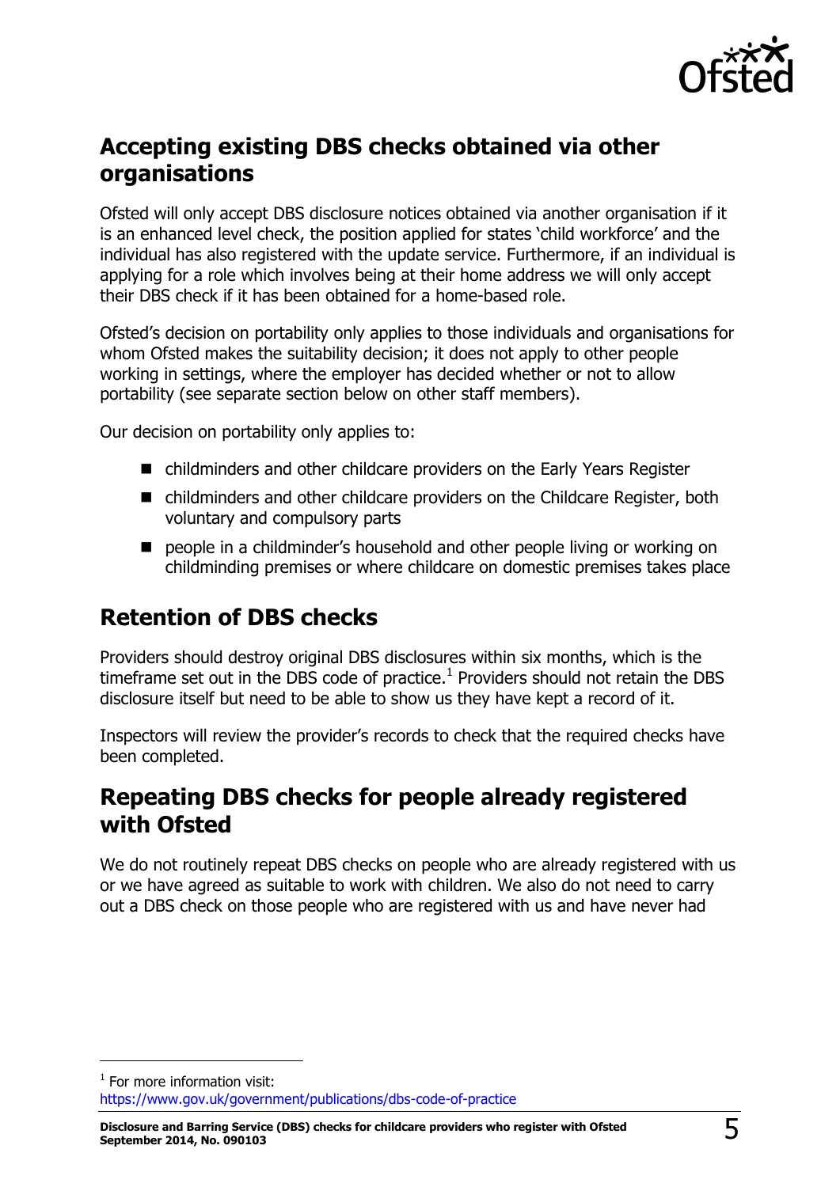## Accepting existing DBS checks obtained via other organisations

Ofsted will only accept DBS disclosure notices obtained via another organisation if it is an enhanced level check, the position applied for states 'child workforce' and the individual has also registered with the update service. Furthermore, if an individual is applying for a role which involves being at their home address we will only accept their DBS check if it has been obtained for a home-based role.

Ofsted's decision on portability only applies to those individuals and organisations for whom Ofsted makes the suitability decision; it does not apply to other people working in settings, where the employer has decided whether or not to allow portability (see separate section below on other staff members).

Our decision on portability only applies to:

- childminders and other childcare providers on the Early Years Register
- childminders and other childcare providers on the Childcare Register, both voluntary and compulsory parts
- people in a childminder's household and other people living or working on childminding premises or where childcare on domestic premises takes place

## Retention of DBS checks

Providers should destroy original DBS disclosures within six months, which is the timeframe set out in the DBS code of practice.[1] Providers should not retain the DBS disclosure itself but need to be able to show us they have kept a record of it.

Inspectors will review the provider's records to check that the required checks have been completed.

## Repeating DBS checks for people already registered with Ofsted

We do not routinely repeat DBS checks on people who are already registered with us or we have agreed as suitable to work with children. We also do not need to carry out a DBS check on those people who are registered with us and have never had

[1] For more information visit: https://www.gov.uk/government/publications/dbs-code-of-practice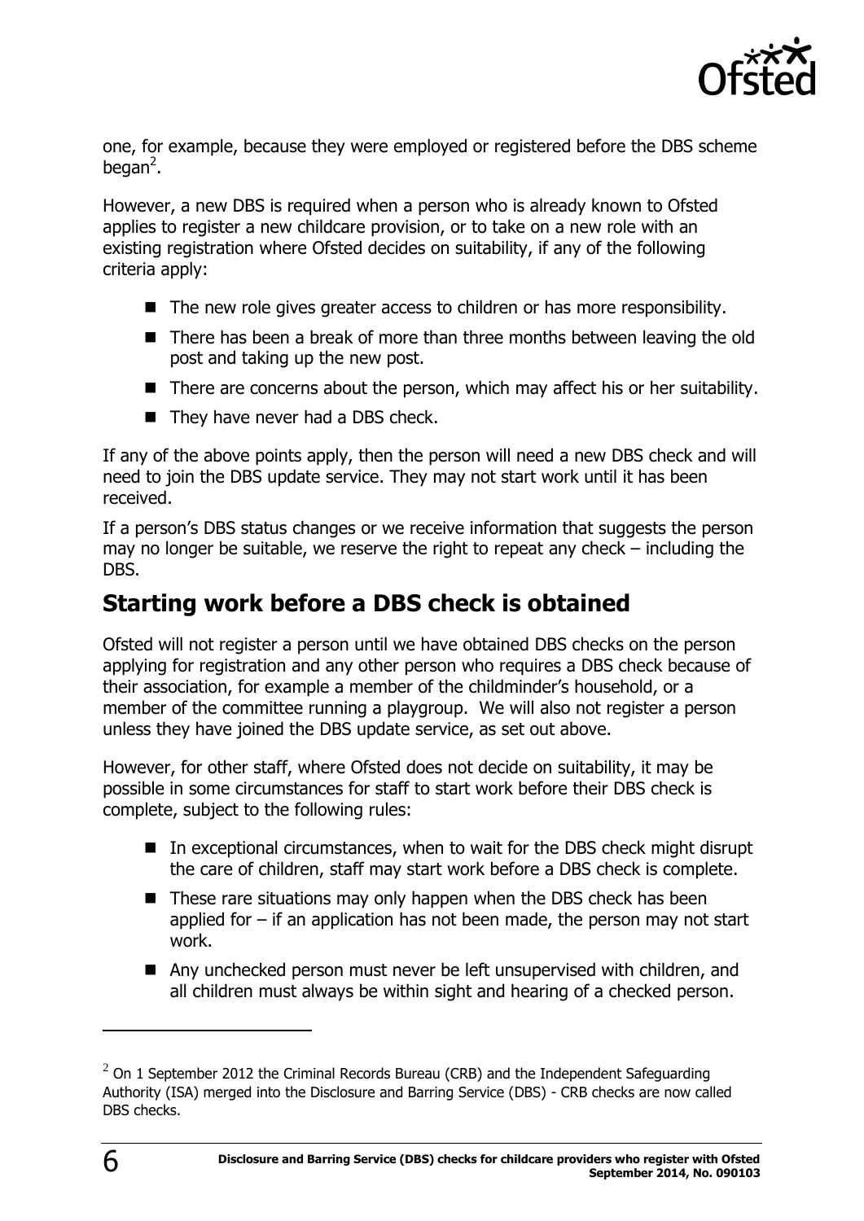one, for example, because they were employed or registered before the DBS scheme began[2].

However, a new DBS is required when a person who is already known to Ofsted applies to register a new childcare provision, or to take on a new role with an existing registration where Ofsted decides on suitability, if any of the following criteria apply:

- The new role gives greater access to children or has more responsibility.
- There has been a break of more than three months between leaving the old post and taking up the new post.
- There are concerns about the person, which may affect his or her suitability.
- They have never had a DBS check.

If any of the above points apply, then the person will need a new DBS check and will need to join the DBS update service. They may not start work until it has been received.

If a person's DBS status changes or we receive information that suggests the person may no longer be suitable, we reserve the right to repeat any check – including the DBS.

## Starting work before a DBS check is obtained

Ofsted will not register a person until we have obtained DBS checks on the person applying for registration and any other person who requires a DBS check because of their association, for example a member of the childminder's household, or a member of the committee running a playgroup. We will also not register a person unless they have joined the DBS update service, as set out above.

However, for other staff, where Ofsted does not decide on suitability, it may be possible in some circumstances for staff to start work before their DBS check is complete, subject to the following rules:

- In exceptional circumstances, when to wait for the DBS check might disrupt the care of children, staff may start work before a DBS check is complete.
- These rare situations may only happen when the DBS check has been applied for – if an application has not been made, the person may not start work.
- Any unchecked person must never be left unsupervised with children, and all children must always be within sight and hearing of a checked person.

[2] On 1 September 2012 the Criminal Records Bureau (CRB) and the Independent Safeguarding Authority (ISA) merged into the Disclosure and Barring Service (DBS) - CRB checks are now called DBS checks.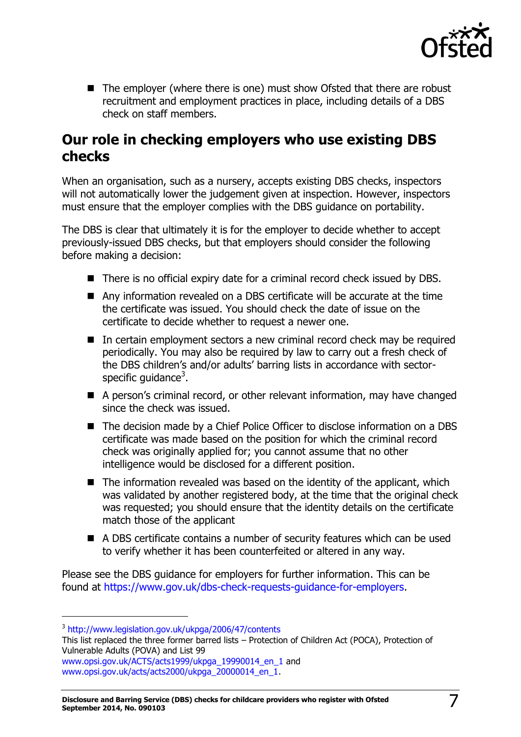- The employer (where there is one) must show Ofsted that there are robust recruitment and employment practices in place, including details of a DBS check on staff members.

## Our role in checking employers who use existing DBS checks

When an organisation, such as a nursery, accepts existing DBS checks, inspectors will not automatically lower the judgement given at inspection. However, inspectors must ensure that the employer complies with the DBS guidance on portability.

The DBS is clear that ultimately it is for the employer to decide whether to accept previously-issued DBS checks, but that employers should consider the following before making a decision:

- There is no official expiry date for a criminal record check issued by DBS.
- Any information revealed on a DBS certificate will be accurate at the time the certificate was issued. You should check the date of issue on the certificate to decide whether to request a newer one.
- In certain employment sectors a new criminal record check may be required periodically. You may also be required by law to carry out a fresh check of the DBS children's and/or adults' barring lists in accordance with sector-specific guidance[3].
- A person's criminal record, or other relevant information, may have changed since the check was issued.
- The decision made by a Chief Police Officer to disclose information on a DBS certificate was made based on the position for which the criminal record check was originally applied for; you cannot assume that no other intelligence would be disclosed for a different position.
- The information revealed was based on the identity of the applicant, which was validated by another registered body, at the time that the original check was requested; you should ensure that the identity details on the certificate match those of the applicant
- A DBS certificate contains a number of security features which can be used to verify whether it has been counterfeited or altered in any way.

Please see the DBS guidance for employers for further information. This can be found at https://www.gov.uk/dbs-check-requests-guidance-for-employers.

---

[3] http://www.legislation.gov.uk/ukpga/2006/47/contents
This list replaced the three former barred lists – Protection of Children Act (POCA), Protection of Vulnerable Adults (POVA) and List 99
www.opsi.gov.uk/ACTS/acts1999/ukpga_19990014_en_1 and
www.opsi.gov.uk/acts/acts2000/ukpga_20000014_en_1.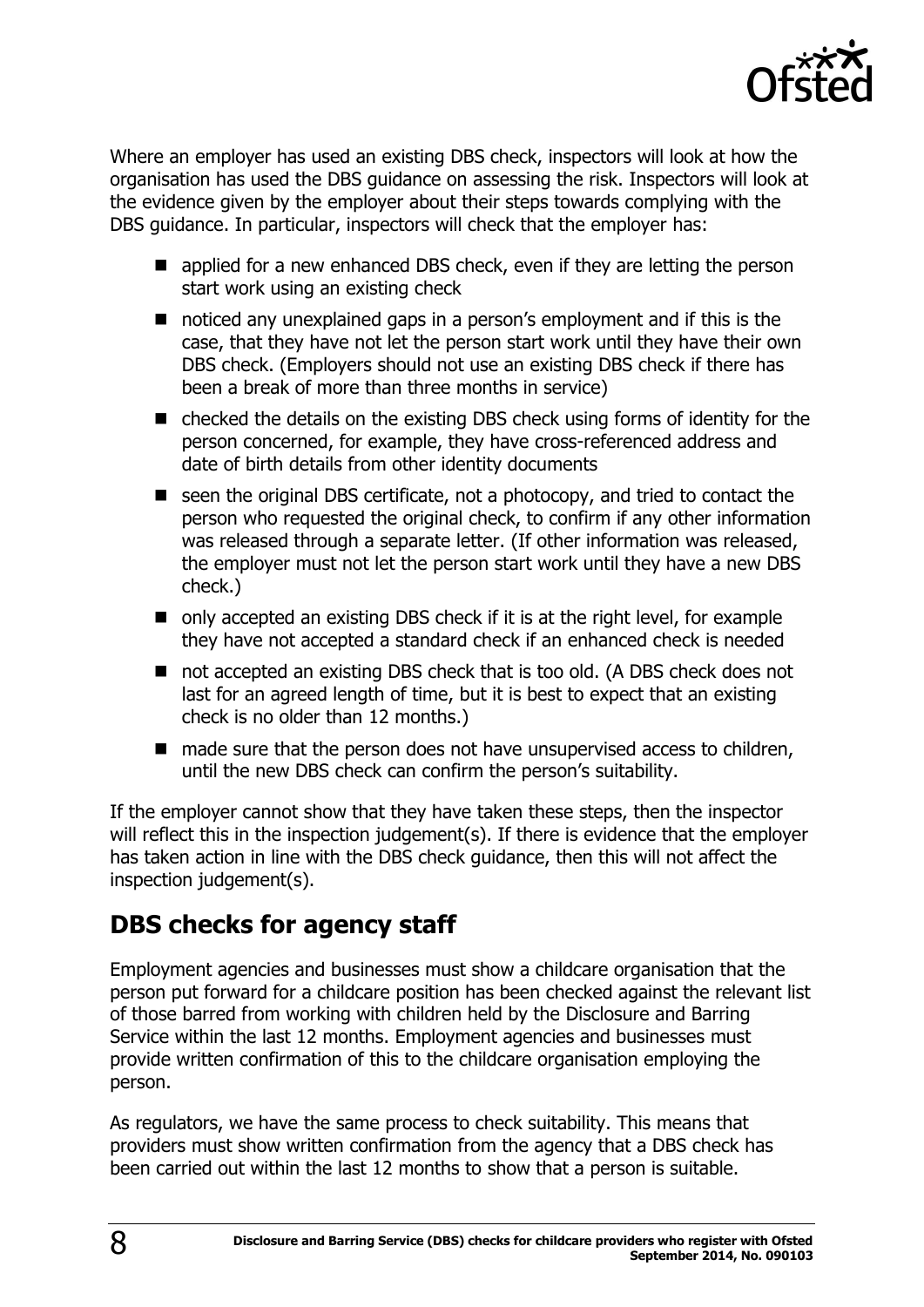Where an employer has used an existing DBS check, inspectors will look at how the organisation has used the DBS guidance on assessing the risk. Inspectors will look at the evidence given by the employer about their steps towards complying with the DBS guidance. In particular, inspectors will check that the employer has:

- applied for a new enhanced DBS check, even if they are letting the person start work using an existing check
- noticed any unexplained gaps in a person's employment and if this is the case, that they have not let the person start work until they have their own DBS check. (Employers should not use an existing DBS check if there has been a break of more than three months in service)
- checked the details on the existing DBS check using forms of identity for the person concerned, for example, they have cross-referenced address and date of birth details from other identity documents
- seen the original DBS certificate, not a photocopy, and tried to contact the person who requested the original check, to confirm if any other information was released through a separate letter. (If other information was released, the employer must not let the person start work until they have a new DBS check.)
- only accepted an existing DBS check if it is at the right level, for example they have not accepted a standard check if an enhanced check is needed
- not accepted an existing DBS check that is too old. (A DBS check does not last for an agreed length of time, but it is best to expect that an existing check is no older than 12 months.)
- made sure that the person does not have unsupervised access to children, until the new DBS check can confirm the person's suitability.

If the employer cannot show that they have taken these steps, then the inspector will reflect this in the inspection judgement(s). If there is evidence that the employer has taken action in line with the DBS check guidance, then this will not affect the inspection judgement(s).

## DBS checks for agency staff

Employment agencies and businesses must show a childcare organisation that the person put forward for a childcare position has been checked against the relevant list of those barred from working with children held by the Disclosure and Barring Service within the last 12 months. Employment agencies and businesses must provide written confirmation of this to the childcare organisation employing the person.

As regulators, we have the same process to check suitability. This means that providers must show written confirmation from the agency that a DBS check has been carried out within the last 12 months to show that a person is suitable.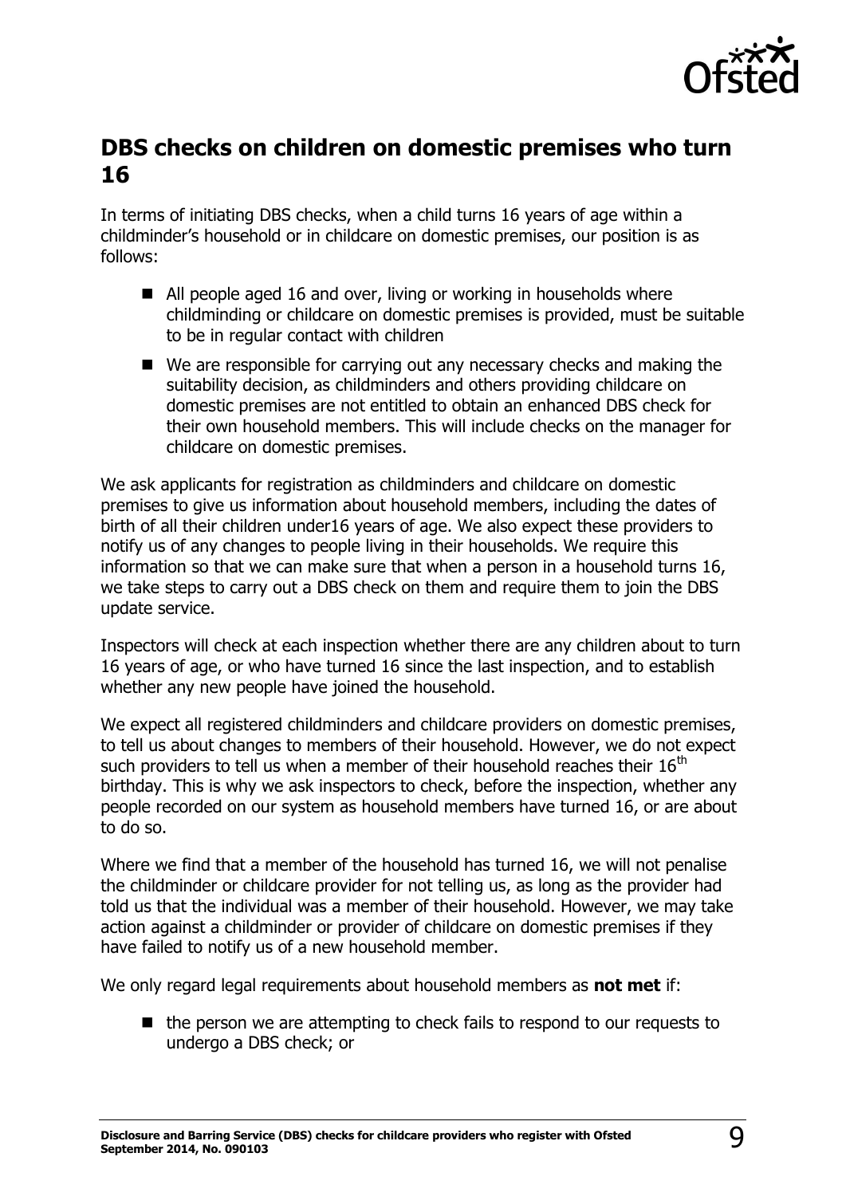## DBS checks on children on domestic premises who turn 16

In terms of initiating DBS checks, when a child turns 16 years of age within a childminder's household or in childcare on domestic premises, our position is as follows:

- All people aged 16 and over, living or working in households where childminding or childcare on domestic premises is provided, must be suitable to be in regular contact with children
- We are responsible for carrying out any necessary checks and making the suitability decision, as childminders and others providing childcare on domestic premises are not entitled to obtain an enhanced DBS check for their own household members. This will include checks on the manager for childcare on domestic premises.

We ask applicants for registration as childminders and childcare on domestic premises to give us information about household members, including the dates of birth of all their children under16 years of age. We also expect these providers to notify us of any changes to people living in their households. We require this information so that we can make sure that when a person in a household turns 16, we take steps to carry out a DBS check on them and require them to join the DBS update service.

Inspectors will check at each inspection whether there are any children about to turn 16 years of age, or who have turned 16 since the last inspection, and to establish whether any new people have joined the household.

We expect all registered childminders and childcare providers on domestic premises, to tell us about changes to members of their household. However, we do not expect such providers to tell us when a member of their household reaches their 16th birthday. This is why we ask inspectors to check, before the inspection, whether any people recorded on our system as household members have turned 16, or are about to do so.

Where we find that a member of the household has turned 16, we will not penalise the childminder or childcare provider for not telling us, as long as the provider had told us that the individual was a member of their household. However, we may take action against a childminder or provider of childcare on domestic premises if they have failed to notify us of a new household member.

We only regard legal requirements about household members as **not met** if:

- the person we are attempting to check fails to respond to our requests to undergo a DBS check; or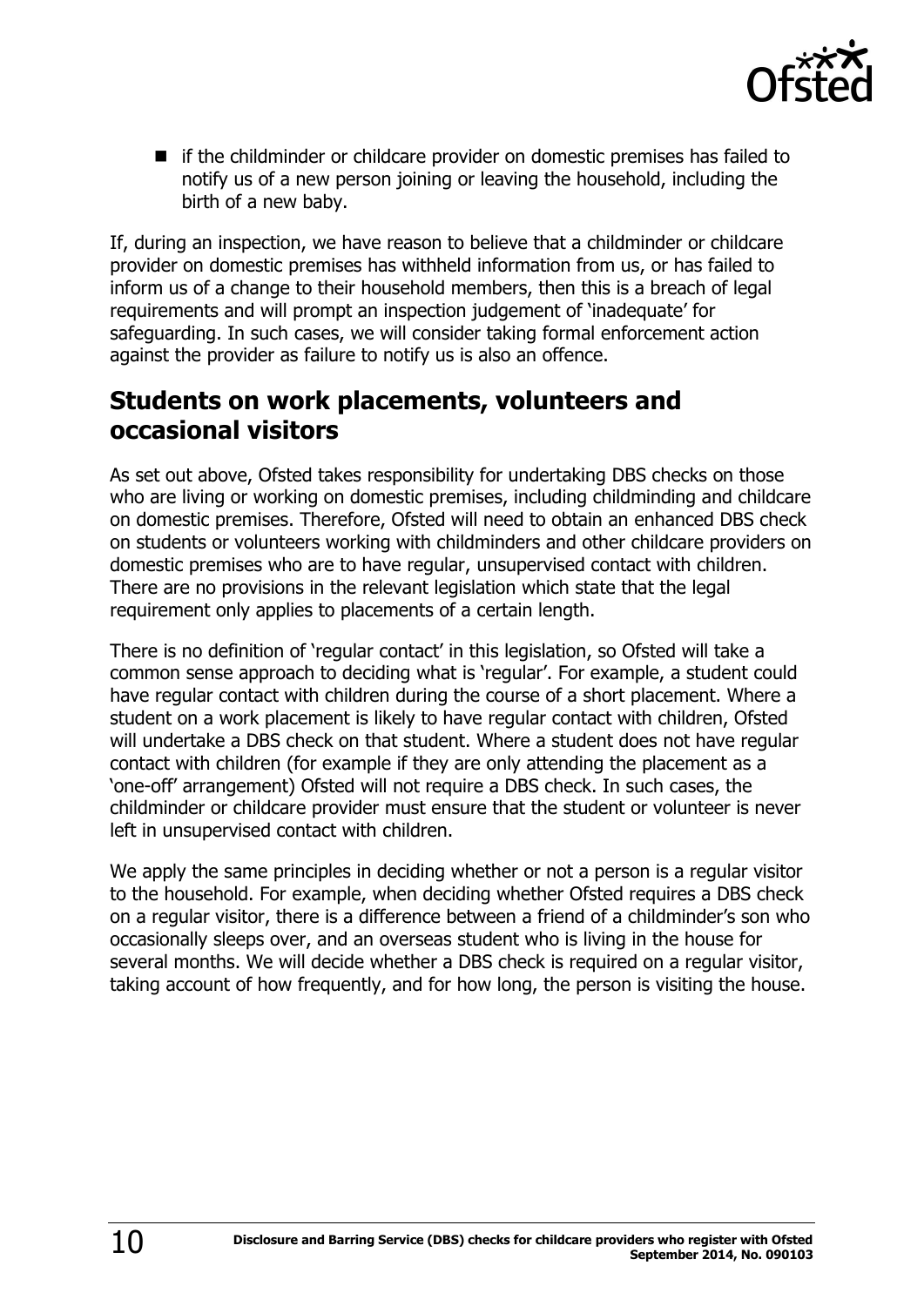- if the childminder or childcare provider on domestic premises has failed to notify us of a new person joining or leaving the household, including the birth of a new baby.

If, during an inspection, we have reason to believe that a childminder or childcare provider on domestic premises has withheld information from us, or has failed to inform us of a change to their household members, then this is a breach of legal requirements and will prompt an inspection judgement of 'inadequate' for safeguarding. In such cases, we will consider taking formal enforcement action against the provider as failure to notify us is also an offence.

## Students on work placements, volunteers and occasional visitors

As set out above, Ofsted takes responsibility for undertaking DBS checks on those who are living or working on domestic premises, including childminding and childcare on domestic premises. Therefore, Ofsted will need to obtain an enhanced DBS check on students or volunteers working with childminders and other childcare providers on domestic premises who are to have regular, unsupervised contact with children. There are no provisions in the relevant legislation which state that the legal requirement only applies to placements of a certain length.

There is no definition of 'regular contact' in this legislation, so Ofsted will take a common sense approach to deciding what is 'regular'. For example, a student could have regular contact with children during the course of a short placement. Where a student on a work placement is likely to have regular contact with children, Ofsted will undertake a DBS check on that student. Where a student does not have regular contact with children (for example if they are only attending the placement as a 'one-off' arrangement) Ofsted will not require a DBS check. In such cases, the childminder or childcare provider must ensure that the student or volunteer is never left in unsupervised contact with children.

We apply the same principles in deciding whether or not a person is a regular visitor to the household. For example, when deciding whether Ofsted requires a DBS check on a regular visitor, there is a difference between a friend of a childminder's son who occasionally sleeps over, and an overseas student who is living in the house for several months. We will decide whether a DBS check is required on a regular visitor, taking account of how frequently, and for how long, the person is visiting the house.